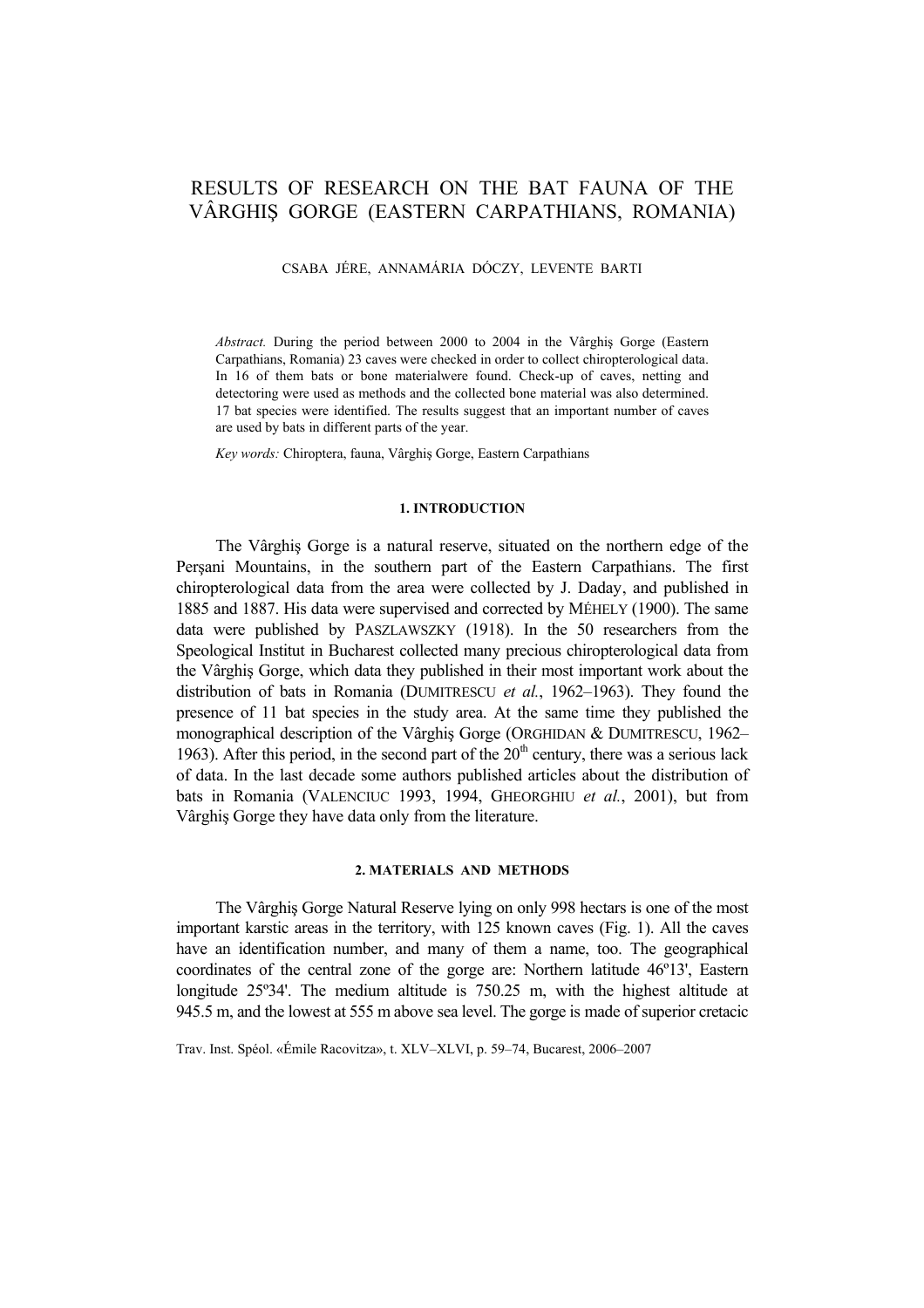# RESULTS OF RESEARCH ON THE BAT FAUNA OF THE VÂRGHIŞ GORGE (EASTERN CARPATHIANS, ROMANIA)

CSABA JÉRE, ANNAMÁRIA DÓCZY, LEVENTE BARTI

*Abstract.* During the period between 2000 to 2004 in the Vârghiş Gorge (Eastern Carpathians, Romania) 23 caves were checked in order to collect chiropterological data. In 16 of them bats or bone materialwere found. Check-up of caves, netting and detectoring were used as methods and the collected bone material was also determined. 17 bat species were identified. The results suggest that an important number of caves are used by bats in different parts of the year.

*Key words:* Chiroptera, fauna, Vârghiş Gorge, Eastern Carpathians

## 1. INTRODUCTION

The Vârghiş Gorge is a natural reserve, situated on the northern edge of the Perşani Mountains, in the southern part of the Eastern Carpathians. The first chiropterological data from the area were collected by J. Daday, and published in 1885 and 1887. His data were supervised and corrected by MÉHELY (1900). The same data were published by PASZLAWSZKY (1918). In the 50 researchers from the Speological Institut in Bucharest collected many precious chiropterological data from the Vârghiş Gorge, which data they published in their most important work about the distribution of bats in Romania (DUMITRESCU *et al.*, 1962–1963). They found the presence of 11 bat species in the study area. At the same time they published the monographical description of the Vârghiş Gorge (ORGHIDAN & DUMITRESCU, 1962–1963). After this period, in the second part of the 20th century, there was a serious lack of data. In the last decade some authors published articles about the distribution of bats in Romania (VALENCIUC 1993, 1994, GHEORGHIU *et al.*, 2001), but from Vârghiş Gorge they have data only from the literature.

## 2. MATERIALS AND METHODS

The Vârghiş Gorge Natural Reserve lying on only 998 hectars is one of the most important karstic areas in the territory, with 125 known caves (Fig. 1). All the caves have an identification number, and many of them a name, too. The geographical coordinates of the central zone of the gorge are: Northern latitude 46º13', Eastern longitude 25º34'. The medium altitude is 750.25 m, with the highest altitude at 945.5 m, and the lowest at 555 m above sea level. The gorge is made of superior cretacic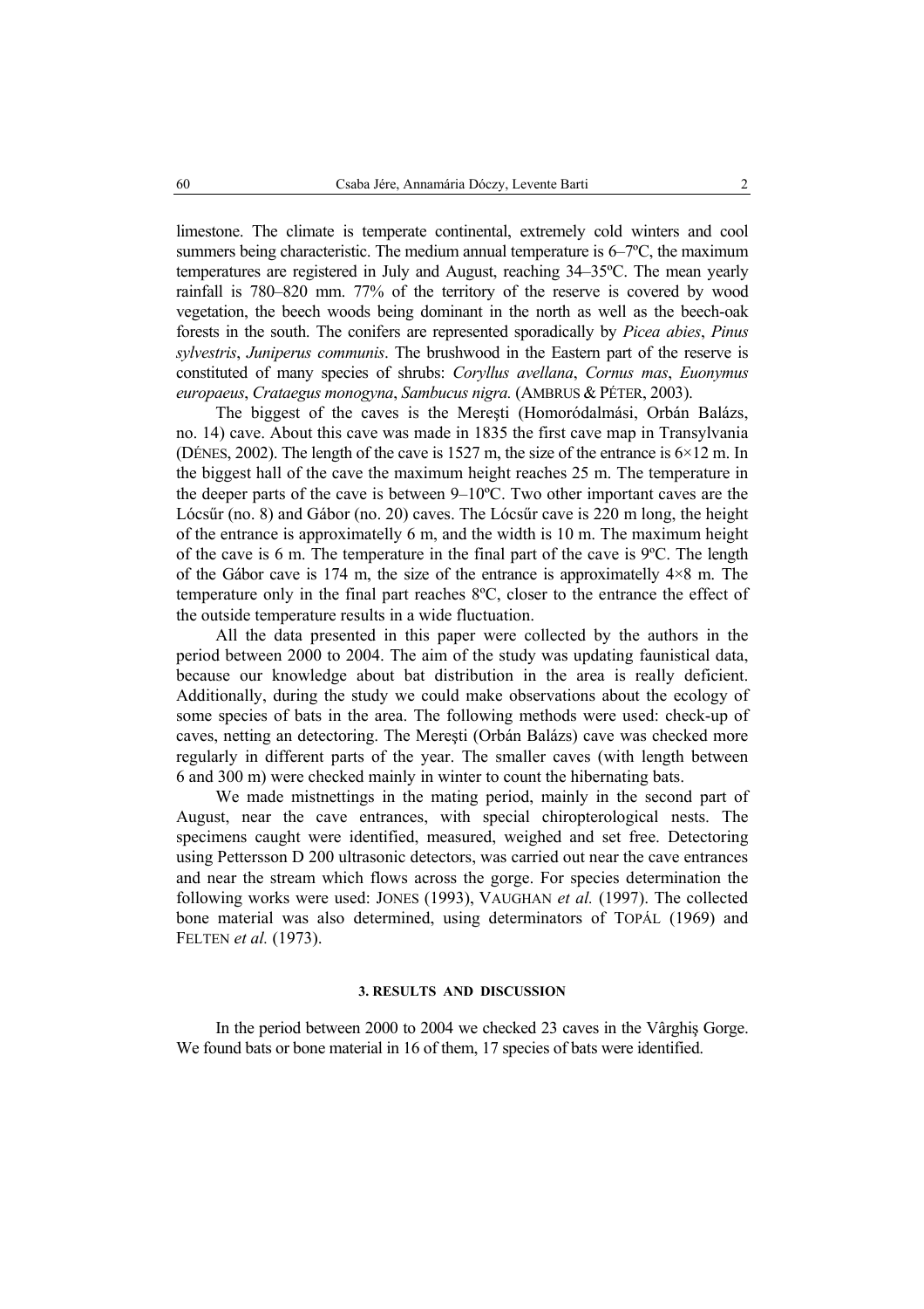limestone. The climate is temperate continental, extremely cold winters and cool summers being characteristic. The medium annual temperature is 6–7ºC, the maximum temperatures are registered in July and August, reaching 34–35ºC. The mean yearly rainfall is 780–820 mm. 77% of the territory of the reserve is covered by wood vegetation, the beech woods being dominant in the north as well as the beech-oak forests in the south. The conifers are represented sporadically by *Picea abies*, *Pinus sylvestris*, *Juniperus communis*. The brushwood in the Eastern part of the reserve is constituted of many species of shrubs: *Coryllus avellana*, *Cornus mas*, *Euonymus europaeus*, *Crataegus monogyna*, *Sambucus nigra.* (AMBRUS & PÉTER, 2003).

The biggest of the caves is the Mereşti (Homoródalmási, Orbán Balázs, no. 14) cave. About this cave was made in 1835 the first cave map in Transylvania (DÉNES, 2002). The length of the cave is 1527 m, the size of the entrance is 6×12 m. In the biggest hall of the cave the maximum height reaches 25 m. The temperature in the deeper parts of the cave is between 9–10ºC. Two other important caves are the Lócsűr (no. 8) and Gábor (no. 20) caves. The Lócsűr cave is 220 m long, the height of the entrance is approximatelly 6 m, and the width is 10 m. The maximum height of the cave is 6 m. The temperature in the final part of the cave is 9ºC. The length of the Gábor cave is 174 m, the size of the entrance is approximatelly 4×8 m. The temperature only in the final part reaches 8ºC, closer to the entrance the effect of the outside temperature results in a wide fluctuation.

All the data presented in this paper were collected by the authors in the period between 2000 to 2004. The aim of the study was updating faunistical data, because our knowledge about bat distribution in the area is really deficient. Additionally, during the study we could make observations about the ecology of some species of bats in the area. The following methods were used: check-up of caves, netting an detectoring. The Mereşti (Orbán Balázs) cave was checked more regularly in different parts of the year. The smaller caves (with length between 6 and 300 m) were checked mainly in winter to count the hibernating bats.

We made mistnettings in the mating period, mainly in the second part of August, near the cave entrances, with special chiropterological nests. The specimens caught were identified, measured, weighed and set free. Detectoring using Pettersson D 200 ultrasonic detectors, was carried out near the cave entrances and near the stream which flows across the gorge. For species determination the following works were used: JONES (1993), VAUGHAN *et al.* (1997). The collected bone material was also determined, using determinators of TOPÁL (1969) and FELTEN *et al.* (1973).

## 3. RESULTS AND DISCUSSION

In the period between 2000 to 2004 we checked 23 caves in the Vârghiş Gorge. We found bats or bone material in 16 of them, 17 species of bats were identified.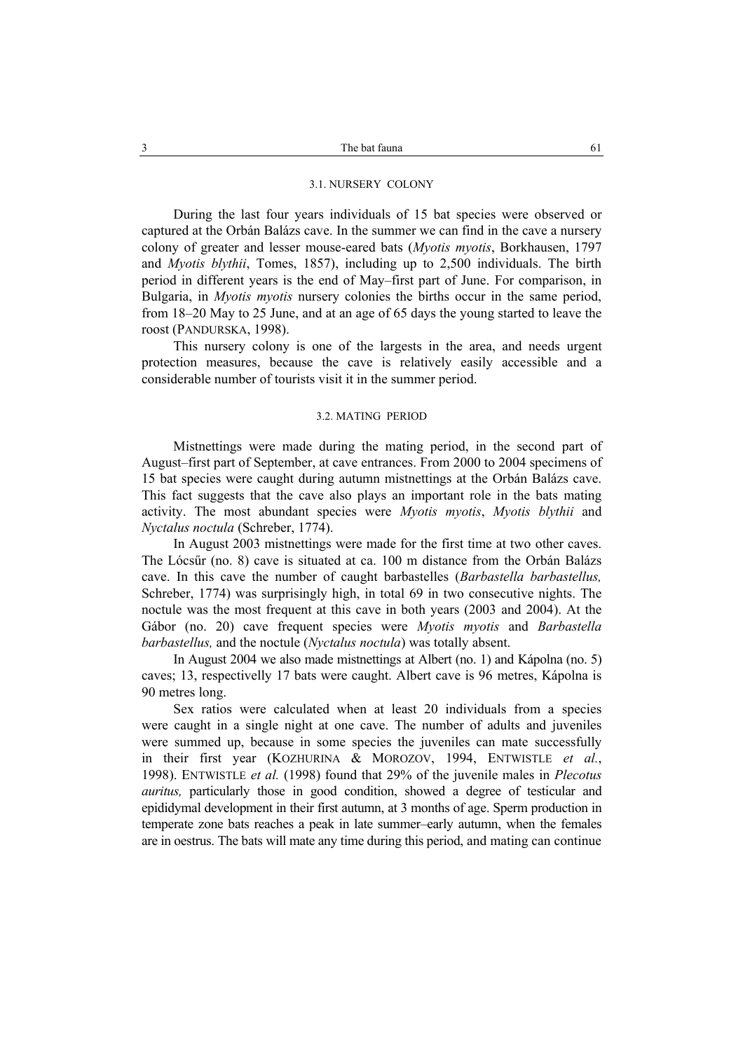### 3.1. NURSERY COLONY

During the last four years individuals of 15 bat species were observed or captured at the Orbán Balázs cave. In the summer we can find in the cave a nursery colony of greater and lesser mouse-eared bats (*Myotis myotis*, Borkhausen, 1797 and *Myotis blythii*, Tomes, 1857), including up to 2,500 individuals. The birth period in different years is the end of May–first part of June. For comparison, in Bulgaria, in *Myotis myotis* nursery colonies the births occur in the same period, from 18–20 May to 25 June, and at an age of 65 days the young started to leave the roost (PANDURSKA, 1998).

This nursery colony is one of the largests in the area, and needs urgent protection measures, because the cave is relatively easily accessible and a considerable number of tourists visit it in the summer period.

### 3.2. MATING PERIOD

Mistnettings were made during the mating period, in the second part of August–first part of September, at cave entrances. From 2000 to 2004 specimens of 15 bat species were caught during autumn mistnettings at the Orbán Balázs cave. This fact suggests that the cave also plays an important role in the bats mating activity. The most abundant species were *Myotis myotis*, *Myotis blythii* and *Nyctalus noctula* (Schreber, 1774).

In August 2003 mistnettings were made for the first time at two other caves. The Lócsűr (no. 8) cave is situated at ca. 100 m distance from the Orbán Balázs cave. In this cave the number of caught barbastelles (*Barbastella barbastellus,* Schreber, 1774) was surprisingly high, in total 69 in two consecutive nights. The noctule was the most frequent at this cave in both years (2003 and 2004). At the Gábor (no. 20) cave frequent species were *Myotis myotis* and *Barbastella barbastellus,* and the noctule (*Nyctalus noctula*) was totally absent.

In August 2004 we also made mistnettings at Albert (no. 1) and Kápolna (no. 5) caves; 13, respectivelly 17 bats were caught. Albert cave is 96 metres, Kápolna is 90 metres long.

Sex ratios were calculated when at least 20 individuals from a species were caught in a single night at one cave. The number of adults and juveniles were summed up, because in some species the juveniles can mate successfully in their first year (KOZHURINA & MOROZOV, 1994, ENTWISTLE *et al.*, 1998). ENTWISTLE *et al.* (1998) found that 29% of the juvenile males in *Plecotus auritus,* particularly those in good condition, showed a degree of testicular and epididymal development in their first autumn, at 3 months of age. Sperm production in temperate zone bats reaches a peak in late summer–early autumn, when the females are in oestrus. The bats will mate any time during this period, and mating can continue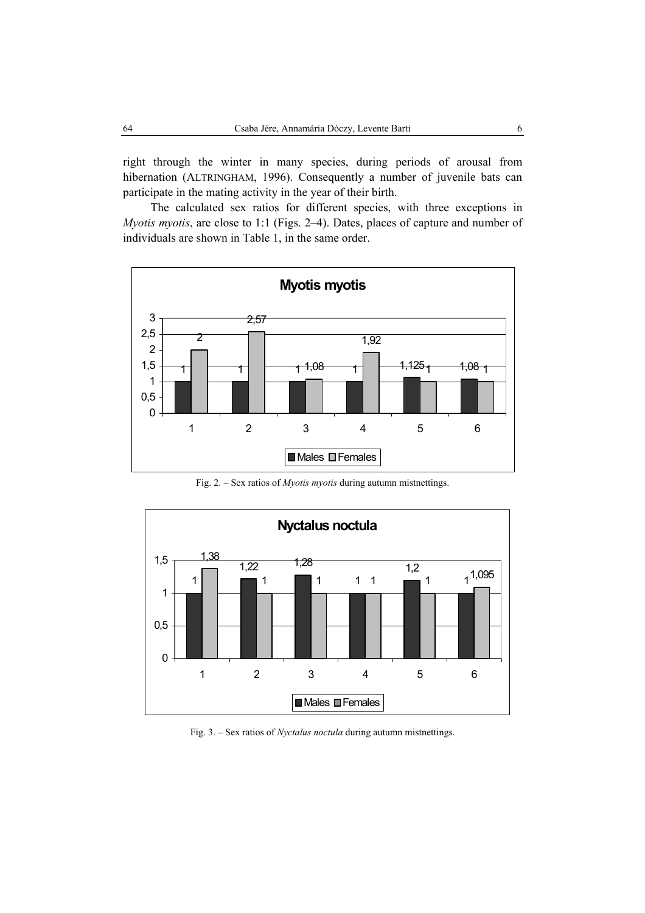right through the winter in many species, during periods of arousal from hibernation (ALTRINGHAM, 1996). Consequently a number of juvenile bats can participate in the mating activity in the year of their birth.

The calculated sex ratios for different species, with three exceptions in *Myotis myotis*, are close to 1:1 (Figs. 2–4). Dates, places of capture and number of individuals are shown in Table 1, in the same order.

Fig. 2. – Sex ratios of *Myotis myotis* during autumn mistnettings.

Fig. 3. – Sex ratios of *Nyctalus noctula* during autumn mistnettings.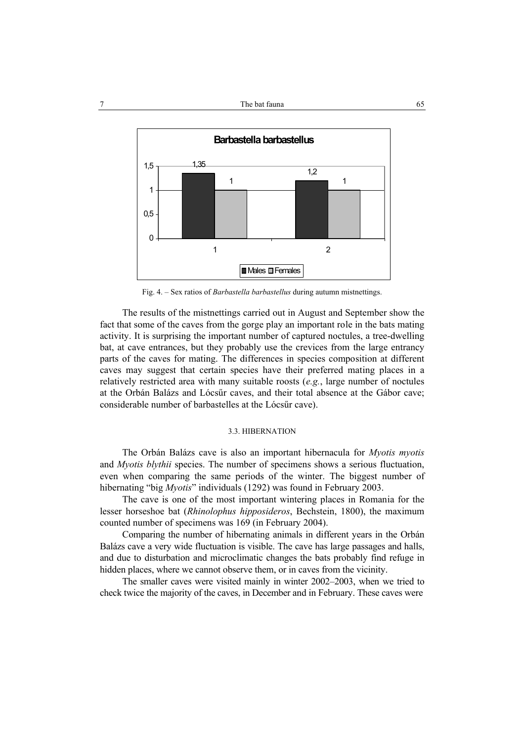Fig. 4. – Sex ratios of *Barbastella barbastellus* during autumn mistnettings.

The results of the mistnettings carried out in August and September show the fact that some of the caves from the gorge play an important role in the bats mating activity. It is surprising the important number of captured noctules, a tree-dwelling bat, at cave entrances, but they probably use the crevices from the large entrancy parts of the caves for mating. The differences in species composition at different caves may suggest that certain species have their preferred mating places in a relatively restricted area with many suitable roosts (*e.g.*, large number of noctules at the Orbán Balázs and Lócsűr caves, and their total absence at the Gábor cave; considerable number of barbastelles at the Lócsűr cave).

### 3.3. HIBERNATION

The Orbán Balázs cave is also an important hibernacula for *Myotis myotis* and *Myotis blythii* species. The number of specimens shows a serious fluctuation, even when comparing the same periods of the winter. The biggest number of hibernating "big *Myotis*" individuals (1292) was found in February 2003.

The cave is one of the most important wintering places in Romania for the lesser horseshoe bat (*Rhinolophus hipposideros*, Bechstein, 1800), the maximum counted number of specimens was 169 (in February 2004).

Comparing the number of hibernating animals in different years in the Orbán Balázs cave a very wide fluctuation is visible. The cave has large passages and halls, and due to disturbation and microclimatic changes the bats probably find refuge in hidden places, where we cannot observe them, or in caves from the vicinity.

The smaller caves were visited mainly in winter 2002–2003, when we tried to check twice the majority of the caves, in December and in February. These caves were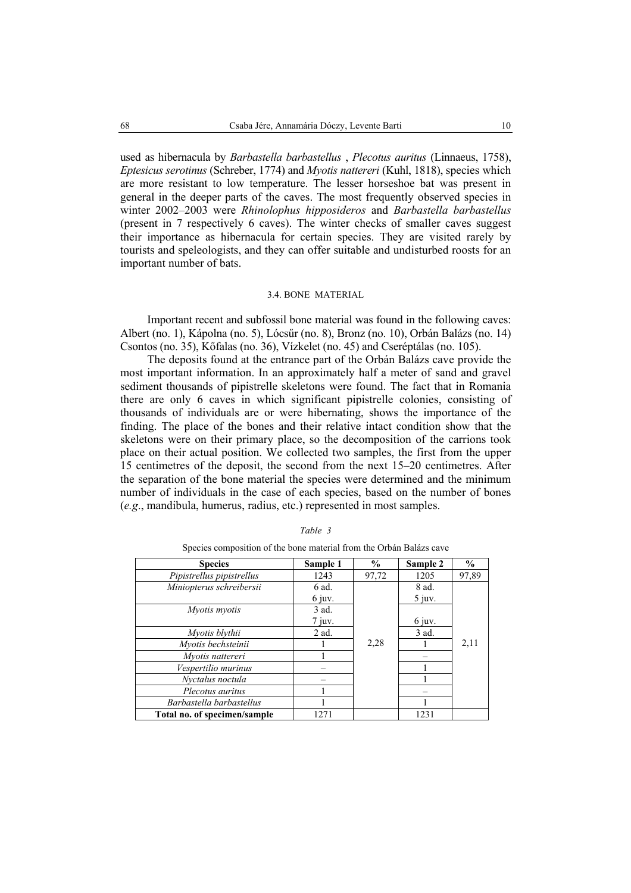used as hibernacula by *Barbastella barbastellus* , *Plecotus auritus* (Linnaeus, 1758), *Eptesicus serotinus* (Schreber, 1774) and *Myotis nattereri* (Kuhl, 1818), species which are more resistant to low temperature. The lesser horseshoe bat was present in general in the deeper parts of the caves. The most frequently observed species in winter 2002–2003 were *Rhinolophus hipposideros* and *Barbastella barbastellus* (present in 7 respectively 6 caves). The winter checks of smaller caves suggest their importance as hibernacula for certain species. They are visited rarely by tourists and speleologists, and they can offer suitable and undisturbed roosts for an important number of bats.

### 3.4. BONE MATERIAL

Important recent and subfossil bone material was found in the following caves: Albert (no. 1), Kápolna (no. 5), Lócsűr (no. 8), Bronz (no. 10), Orbán Balázs (no. 14) Csontos (no. 35), Kőfalas (no. 36), Vízkelet (no. 45) and Cseréptálas (no. 105).

The deposits found at the entrance part of the Orbán Balázs cave provide the most important information. In an approximately half a meter of sand and gravel sediment thousands of pipistrelle skeletons were found. The fact that in Romania there are only 6 caves in which significant pipistrelle colonies, consisting of thousands of individuals are or were hibernating, shows the importance of the finding. The place of the bones and their relative intact condition show that the skeletons were on their primary place, so the decomposition of the carrions took place on their actual position. We collected two samples, the first from the upper 15 centimetres of the deposit, the second from the next 15–20 centimetres. After the separation of the bone material the species were determined and the minimum number of individuals in the case of each species, based on the number of bones (*e.g*., mandibula, humerus, radius, etc.) represented in most samples.

*Table 3*

Species composition of the bone material from the Orbán Balázs cave

| Species | Sample 1 | % | Sample 2 | % |
|---|---|---|---|---|
| *Pipistrellus pipistrellus* | 1243 | 97,72 | 1205 | 97,89 |
| *Miniopterus schreibersii* | 6 ad.<br>6 juv. | 2,28 | 8 ad.<br>5 juv. | 2,11 |
| *Myotis myotis* | 3 ad.<br>7 juv. | | 6 juv. | |
| *Myotis blythii* | 2 ad. | | 3 ad. | |
| *Myotis bechsteinii* | 1 | | 1 | |
| *Myotis nattereri* | 1 | | – | |
| *Vespertilio murinus* | – | | 1 | |
| *Nyctalus noctula* | – | | 1 | |
| *Plecotus auritus* | 1 | | – | |
| *Barbastella barbastellus* | 1 | | 1 | |
| **Total no. of specimen/sample** | 1271 | | 1231 | |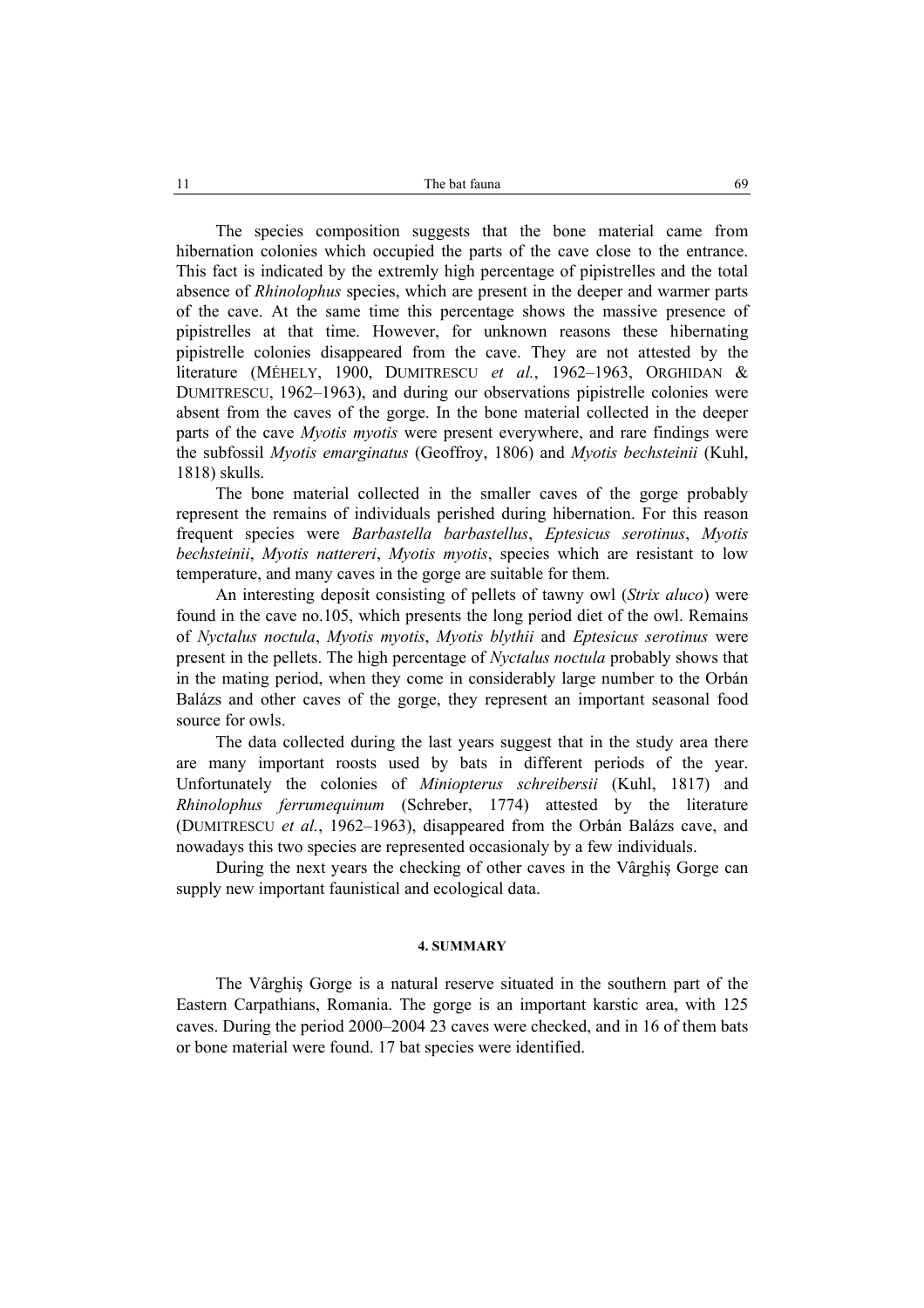The species composition suggests that the bone material came from hibernation colonies which occupied the parts of the cave close to the entrance. This fact is indicated by the extremly high percentage of pipistrelles and the total absence of *Rhinolophus* species, which are present in the deeper and warmer parts of the cave. At the same time this percentage shows the massive presence of pipistrelles at that time. However, for unknown reasons these hibernating pipistrelle colonies disappeared from the cave. They are not attested by the literature (MÉHELY, 1900, DUMITRESCU *et al.*, 1962–1963, ORGHIDAN & DUMITRESCU, 1962–1963), and during our observations pipistrelle colonies were absent from the caves of the gorge. In the bone material collected in the deeper parts of the cave *Myotis myotis* were present everywhere, and rare findings were the subfossil *Myotis emarginatus* (Geoffroy, 1806) and *Myotis bechsteinii* (Kuhl, 1818) skulls.

The bone material collected in the smaller caves of the gorge probably represent the remains of individuals perished during hibernation. For this reason frequent species were *Barbastella barbastellus*, *Eptesicus serotinus*, *Myotis bechsteinii*, *Myotis nattereri*, *Myotis myotis*, species which are resistant to low temperature, and many caves in the gorge are suitable for them.

An interesting deposit consisting of pellets of tawny owl (*Strix aluco*) were found in the cave no.105, which presents the long period diet of the owl. Remains of *Nyctalus noctula*, *Myotis myotis*, *Myotis blythii* and *Eptesicus serotinus* were present in the pellets. The high percentage of *Nyctalus noctula* probably shows that in the mating period, when they come in considerably large number to the Orbán Balázs and other caves of the gorge, they represent an important seasonal food source for owls.

The data collected during the last years suggest that in the study area there are many important roosts used by bats in different periods of the year. Unfortunately the colonies of *Miniopterus schreibersii* (Kuhl, 1817) and *Rhinolophus ferrumequinum* (Schreber, 1774) attested by the literature (DUMITRESCU *et al.*, 1962–1963), disappeared from the Orbán Balázs cave, and nowadays this two species are represented occasionaly by a few individuals.

During the next years the checking of other caves in the Vârghiş Gorge can supply new important faunistical and ecological data.

#### 4. SUMMARY

The Vârghiş Gorge is a natural reserve situated in the southern part of the Eastern Carpathians, Romania. The gorge is an important karstic area, with 125 caves. During the period 2000–2004 23 caves were checked, and in 16 of them bats or bone material were found. 17 bat species were identified.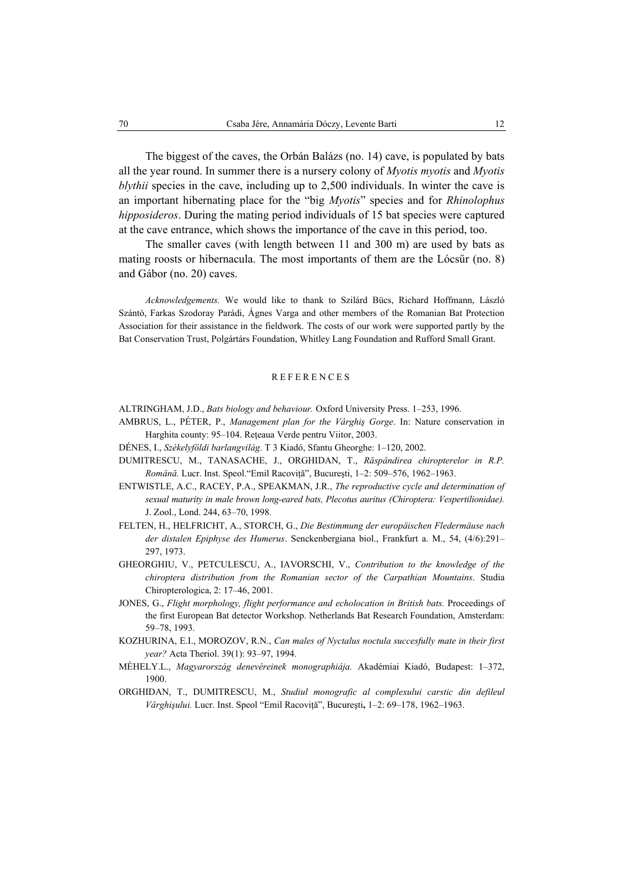The biggest of the caves, the Orbán Balázs (no. 14) cave, is populated by bats all the year round. In summer there is a nursery colony of *Myotis myotis* and *Myotis blythii* species in the cave, including up to 2,500 individuals. In winter the cave is an important hibernating place for the "big *Myotis*" species and for *Rhinolophus hipposideros*. During the mating period individuals of 15 bat species were captured at the cave entrance, which shows the importance of the cave in this period, too.

The smaller caves (with length between 11 and 300 m) are used by bats as mating roosts or hibernacula. The most importants of them are the Lócsűr (no. 8) and Gábor (no. 20) caves.

*Acknowledgements.* We would like to thank to Szilárd Bücs, Richard Hoffmann, László Szántó, Farkas Szodoray Parádi, Ágnes Varga and other members of the Romanian Bat Protection Association for their assistance in the fieldwork. The costs of our work were supported partly by the Bat Conservation Trust, Polgártárs Foundation, Whitley Lang Foundation and Rufford Small Grant.

## REFERENCES

ALTRINGHAM, J.D., *Bats biology and behaviour.* Oxford University Press. 1–253, 1996.

AMBRUS, L., PÉTER, P., *Management plan for the Vârghiş Gorge*. In: Nature conservation in Harghita county: 95–104. Reţeaua Verde pentru Viitor, 2003.

DÉNES, I., *Székelyföldi barlangvilág*. T 3 Kiadó, Sfantu Gheorghe: 1–120, 2002.

DUMITRESCU, M., TANASACHE, J., ORGHIDAN, T., *Răspândirea chiropterelor in R.P. Română.* Lucr. Inst. Speol."Emil Racoviţă", Bucureşti, 1–2: 509–576, 1962–1963.

ENTWISTLE, A.C., RACEY, P.A., SPEAKMAN, J.R., *The reproductive cycle and determination of sexual maturity in male brown long-eared bats, Plecotus auritus (Chiroptera: Vespertilionidae).* J. Zool., Lond. 244, 63–70, 1998.

FELTEN, H., HELFRICHT, A., STORCH, G., *Die Bestimmung der europäischen Fledermäuse nach der distalen Epiphyse des Humerus*. Senckenbergiana biol., Frankfurt a. M., 54, (4/6):291–297, 1973.

GHEORGHIU, V., PETCULESCU, A., IAVORSCHI, V., *Contribution to the knowledge of the chiroptera distribution from the Romanian sector of the Carpathian Mountains*. Studia Chiropterologica, 2: 17–46, 2001.

JONES, G., *Flight morphology, flight performance and echolocation in British bats.* Proceedings of the first European Bat detector Workshop. Netherlands Bat Research Foundation, Amsterdam: 59–78, 1993.

KOZHURINA, E.I., MOROZOV, R.N., *Can males of Nyctalus noctula succesfully mate in their first year?* Acta Theriol. 39(1): 93–97, 1994.

MÉHELY.L., *Magyarország denevéreinek monographiája.* Akadémiai Kiadó, Budapest: 1–372, 1900.

ORGHIDAN, T., DUMITRESCU, M., *Studiul monografic al complexului carstic din defileul Vârghişului.* Lucr. Inst. Speol "Emil Racoviţă", Bucureşti, 1–2: 69–178, 1962–1963.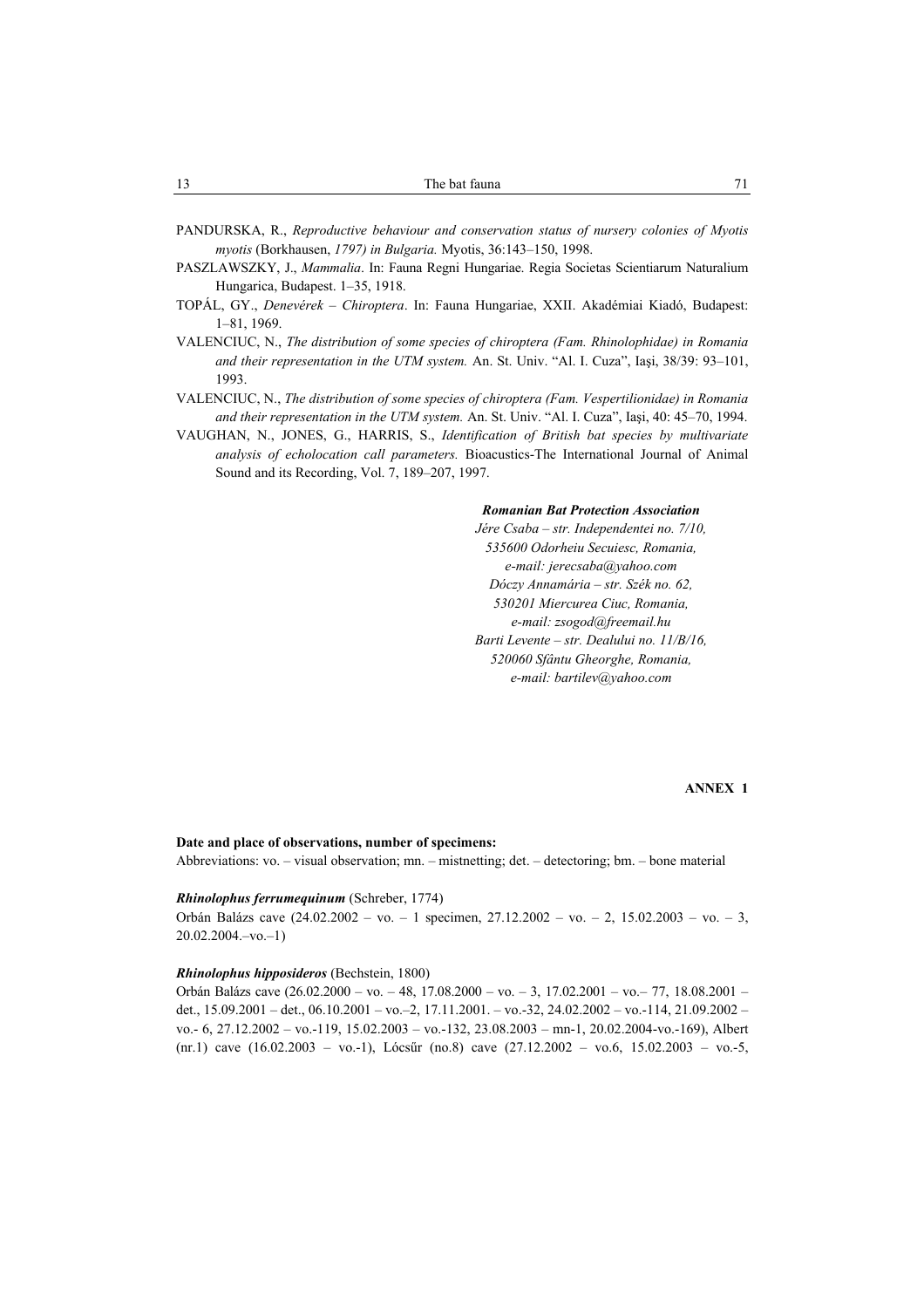PANDURSKA, R., *Reproductive behaviour and conservation status of nursery colonies of Myotis myotis* (Borkhausen, *1797) in Bulgaria.* Myotis, 36:143–150, 1998.

PASZLAWSZKY, J., *Mammalia*. In: Fauna Regni Hungariae. Regia Societas Scientiarum Naturalium Hungarica, Budapest. 1–35, 1918.

TOPÁL, GY., *Denevérek – Chiroptera*. In: Fauna Hungariae, XXII. Akadémiai Kiadó, Budapest: 1–81, 1969.

VALENCIUC, N., *The distribution of some species of chiroptera (Fam. Rhinolophidae) in Romania and their representation in the UTM system.* An. St. Univ. "Al. I. Cuza", Iaşi, 38/39: 93–101, 1993.

VALENCIUC, N., *The distribution of some species of chiroptera (Fam. Vespertilionidae) in Romania and their representation in the UTM system.* An. St. Univ. "Al. I. Cuza", Iaşi, 40: 45–70, 1994.

VAUGHAN, N., JONES, G., HARRIS, S., *Identification of British bat species by multivariate analysis of echolocation call parameters.* Bioacustics-The International Journal of Animal Sound and its Recording, Vol. 7, 189–207, 1997.

***Romanian Bat Protection Association***
*Jére Csaba – str. Independentei no. 7/10,*
*535600 Odorheiu Secuiesc, Romania,*
*e-mail: jerecsaba@yahoo.com*
*Dóczy Annamária – str. Szék no. 62,*
*530201 Miercurea Ciuc, Romania,*
*e-mail: zsogod@freemail.hu*
*Barti Levente – str. Dealului no. 11/B/16,*
*520060 Sfântu Gheorghe, Romania,*
*e-mail: bartilev@yahoo.com*

**ANNEX 1**

**Date and place of observations, number of specimens:**

Abbreviations: vo. – visual observation; mn. – mistnetting; det. – detectoring; bm. – bone material

***Rhinolophus ferrumequinum*** (Schreber, 1774)

Orbán Balázs cave (24.02.2002 – vo. – 1 specimen, 27.12.2002 – vo. – 2, 15.02.2003 – vo. – 3, 20.02.2004.–vo.–1)

***Rhinolophus hipposideros*** (Bechstein, 1800)

Orbán Balázs cave (26.02.2000 – vo. – 48, 17.08.2000 – vo. – 3, 17.02.2001 – vo.– 77, 18.08.2001 – det., 15.09.2001 – det., 06.10.2001 – vo.–2, 17.11.2001. – vo.-32, 24.02.2002 – vo.-114, 21.09.2002 – vo.- 6, 27.12.2002 – vo.-119, 15.02.2003 – vo.-132, 23.08.2003 – mn-1, 20.02.2004-vo.-169), Albert (nr.1) cave (16.02.2003 – vo.-1), Lócsűr (no.8) cave (27.12.2002 – vo.6, 15.02.2003 – vo.-5,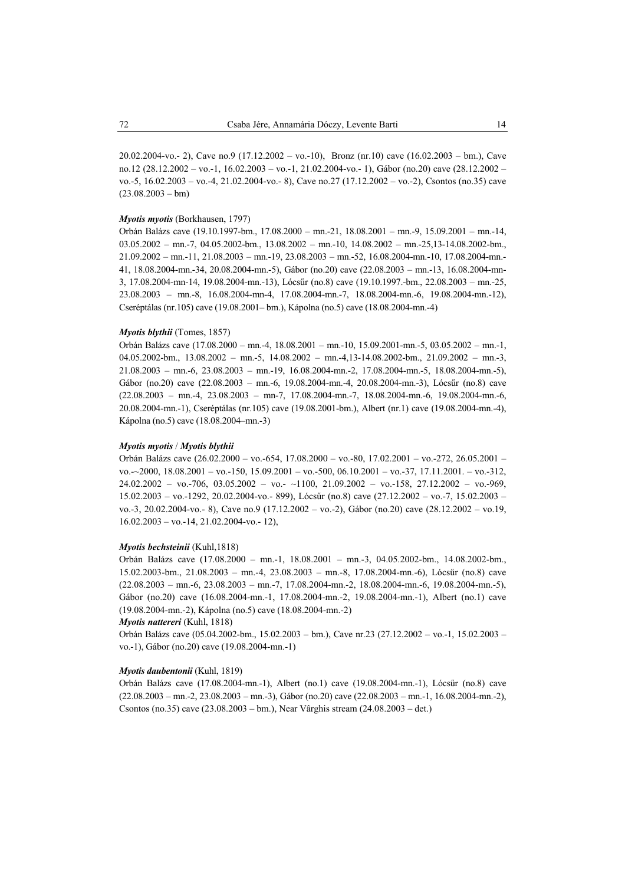20.02.2004-vo.- 2), Cave no.9 (17.12.2002 – vo.-10), Bronz (nr.10) cave (16.02.2003 – bm.), Cave no.12 (28.12.2002 – vo.-1, 16.02.2003 – vo.-1, 21.02.2004-vo.- 1), Gábor (no.20) cave (28.12.2002 – vo.-5, 16.02.2003 – vo.-4, 21.02.2004-vo.- 8), Cave no.27 (17.12.2002 – vo.-2), Csontos (no.35) cave (23.08.2003 – bm)

***Myotis myotis*** (Borkhausen, 1797)

Orbán Balázs cave (19.10.1997-bm., 17.08.2000 – mn.-21, 18.08.2001 – mn.-9, 15.09.2001 – mn.-14, 03.05.2002 – mn.-7, 04.05.2002-bm., 13.08.2002 – mn.-10, 14.08.2002 – mn.-25,13-14.08.2002-bm., 21.09.2002 – mn.-11, 21.08.2003 – mn.-19, 23.08.2003 – mn.-52, 16.08.2004-mn.-10, 17.08.2004-mn.-41, 18.08.2004-mn.-34, 20.08.2004-mn.-5), Gábor (no.20) cave (22.08.2003 – mn.-13, 16.08.2004-mn-3, 17.08.2004-mn-14, 19.08.2004-mn.-13), Lócsűr (no.8) cave (19.10.1997.-bm., 22.08.2003 – mn.-25, 23.08.2003 – mn.-8, 16.08.2004-mn-4, 17.08.2004-mn.-7, 18.08.2004-mn.-6, 19.08.2004-mn.-12), Cseréptálas (nr.105) cave (19.08.2001– bm.), Kápolna (no.5) cave (18.08.2004-mn.-4)

***Myotis blythii*** (Tomes, 1857)

Orbán Balázs cave (17.08.2000 – mn.-4, 18.08.2001 – mn.-10, 15.09.2001-mn.-5, 03.05.2002 – mn.-1, 04.05.2002-bm., 13.08.2002 – mn.-5, 14.08.2002 – mn.-4,13-14.08.2002-bm., 21.09.2002 – mn.-3, 21.08.2003 – mn.-6, 23.08.2003 – mn.-19, 16.08.2004-mn.-2, 17.08.2004-mn.-5, 18.08.2004-mn.-5), Gábor (no.20) cave (22.08.2003 – mn.-6, 19.08.2004-mn.-4, 20.08.2004-mn.-3), Lócsűr (no.8) cave (22.08.2003 – mn.-4, 23.08.2003 – mn-7, 17.08.2004-mn.-7, 18.08.2004-mn.-6, 19.08.2004-mn.-6, 20.08.2004-mn.-1), Cseréptálas (nr.105) cave (19.08.2001-bm.), Albert (nr.1) cave (19.08.2004-mn.-4), Kápolna (no.5) cave (18.08.2004–mn.-3)

***Myotis myotis* / *Myotis blythii***

Orbán Balázs cave (26.02.2000 – vo.-654, 17.08.2000 – vo.-80, 17.02.2001 – vo.-272, 26.05.2001 – vo.-~2000, 18.08.2001 – vo.-150, 15.09.2001 – vo.-500, 06.10.2001 – vo.-37, 17.11.2001. – vo.-312, 24.02.2002 – vo.-706, 03.05.2002 – vo.- ~1100, 21.09.2002 – vo.-158, 27.12.2002 – vo.-969, 15.02.2003 – vo.-1292, 20.02.2004-vo.- 899), Lócsűr (no.8) cave (27.12.2002 – vo.-7, 15.02.2003 – vo.-3, 20.02.2004-vo.- 8), Cave no.9 (17.12.2002 – vo.-2), Gábor (no.20) cave (28.12.2002 – vo.19, 16.02.2003 – vo.-14, 21.02.2004-vo.- 12),

***Myotis bechsteinii*** (Kuhl,1818)

Orbán Balázs cave (17.08.2000 – mn.-1, 18.08.2001 – mn.-3, 04.05.2002-bm., 14.08.2002-bm., 15.02.2003-bm., 21.08.2003 – mn.-4, 23.08.2003 – mn.-8, 17.08.2004-mn.-6), Lócsűr (no.8) cave (22.08.2003 – mn.-6, 23.08.2003 – mn.-7, 17.08.2004-mn.-2, 18.08.2004-mn.-6, 19.08.2004-mn.-5), Gábor (no.20) cave (16.08.2004-mn.-1, 17.08.2004-mn.-2, 19.08.2004-mn.-1), Albert (no.1) cave (19.08.2004-mn.-2), Kápolna (no.5) cave (18.08.2004-mn.-2)

***Myotis nattereri*** (Kuhl, 1818)

Orbán Balázs cave (05.04.2002-bm., 15.02.2003 – bm.), Cave nr.23 (27.12.2002 – vo.-1, 15.02.2003 – vo.-1), Gábor (no.20) cave (19.08.2004-mn.-1)

***Myotis daubentonii*** (Kuhl, 1819)

Orbán Balázs cave (17.08.2004-mn.-1), Albert (no.1) cave (19.08.2004-mn.-1), Lócsűr (no.8) cave (22.08.2003 – mn.-2, 23.08.2003 – mn.-3), Gábor (no.20) cave (22.08.2003 – mn.-1, 16.08.2004-mn.-2), Csontos (no.35) cave (23.08.2003 – bm.), Near Vârghis stream (24.08.2003 – det.)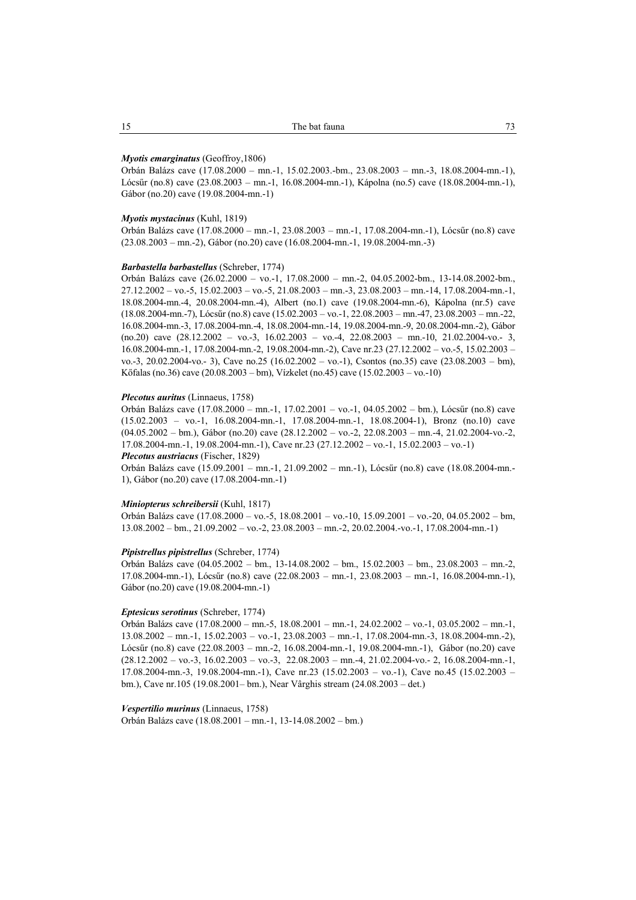***Myotis emarginatus*** (Geoffroy,1806)

Orbán Balázs cave (17.08.2000 – mn.-1, 15.02.2003.-bm., 23.08.2003 – mn.-3, 18.08.2004-mn.-1), Lócsűr (no.8) cave (23.08.2003 – mn.-1, 16.08.2004-mn.-1), Kápolna (no.5) cave (18.08.2004-mn.-1), Gábor (no.20) cave (19.08.2004-mn.-1)

***Myotis mystacinus*** (Kuhl, 1819)

Orbán Balázs cave (17.08.2000 – mn.-1, 23.08.2003 – mn.-1, 17.08.2004-mn.-1), Lócsűr (no.8) cave (23.08.2003 – mn.-2), Gábor (no.20) cave (16.08.2004-mn.-1, 19.08.2004-mn.-3)

***Barbastella barbastellus*** (Schreber, 1774)

Orbán Balázs cave (26.02.2000 – vo.-1, 17.08.2000 – mn.-2, 04.05.2002-bm., 13-14.08.2002-bm., 27.12.2002 – vo.-5, 15.02.2003 – vo.-5, 21.08.2003 – mn.-3, 23.08.2003 – mn.-14, 17.08.2004-mn.-1, 18.08.2004-mn.-4, 20.08.2004-mn.-4), Albert (no.1) cave (19.08.2004-mn.-6), Kápolna (nr.5) cave (18.08.2004-mn.-7), Lócsűr (no.8) cave (15.02.2003 – vo.-1, 22.08.2003 – mn.-47, 23.08.2003 – mn.-22, 16.08.2004-mn.-3, 17.08.2004-mn.-4, 18.08.2004-mn.-14, 19.08.2004-mn.-9, 20.08.2004-mn.-2), Gábor (no.20) cave (28.12.2002 – vo.-3, 16.02.2003 – vo.-4, 22.08.2003 – mn.-10, 21.02.2004-vo.- 3, 16.08.2004-mn.-1, 17.08.2004-mn.-2, 19.08.2004-mn.-2), Cave nr.23 (27.12.2002 – vo.-5, 15.02.2003 – vo.-3, 20.02.2004-vo.- 3), Cave no.25 (16.02.2002 – vo.-1), Csontos (no.35) cave (23.08.2003 – bm), Kőfalas (no.36) cave (20.08.2003 – bm), Vízkelet (no.45) cave (15.02.2003 – vo.-10)

***Plecotus auritus*** (Linnaeus, 1758)

Orbán Balázs cave (17.08.2000 – mn.-1, 17.02.2001 – vo.-1, 04.05.2002 – bm.), Lócsűr (no.8) cave (15.02.2003 – vo.-1, 16.08.2004-mn.-1, 17.08.2004-mn.-1, 18.08.2004-1), Bronz (no.10) cave (04.05.2002 – bm.), Gábor (no.20) cave (28.12.2002 – vo.-2, 22.08.2003 – mn.-4, 21.02.2004-vo.-2, 17.08.2004-mn.-1, 19.08.2004-mn.-1), Cave nr.23 (27.12.2002 – vo.-1, 15.02.2003 – vo.-1)

***Plecotus austriacus*** (Fischer, 1829)

Orbán Balázs cave (15.09.2001 – mn.-1, 21.09.2002 – mn.-1), Lócsűr (no.8) cave (18.08.2004-mn.-1), Gábor (no.20) cave (17.08.2004-mn.-1)

***Miniopterus schreibersii*** (Kuhl, 1817)

Orbán Balázs cave (17.08.2000 – vo.-5, 18.08.2001 – vo.-10, 15.09.2001 – vo.-20, 04.05.2002 – bm, 13.08.2002 – bm., 21.09.2002 – vo.-2, 23.08.2003 – mn.-2, 20.02.2004.-vo.-1, 17.08.2004-mn.-1)

***Pipistrellus pipistrellus*** (Schreber, 1774)

Orbán Balázs cave (04.05.2002 – bm., 13-14.08.2002 – bm., 15.02.2003 – bm., 23.08.2003 – mn.-2, 17.08.2004-mn.-1), Lócsűr (no.8) cave (22.08.2003 – mn.-1, 23.08.2003 – mn.-1, 16.08.2004-mn.-1), Gábor (no.20) cave (19.08.2004-mn.-1)

***Eptesicus serotinus*** (Schreber, 1774)

Orbán Balázs cave (17.08.2000 – mn.-5, 18.08.2001 – mn.-1, 24.02.2002 – vo.-1, 03.05.2002 – mn.-1, 13.08.2002 – mn.-1, 15.02.2003 – vo.-1, 23.08.2003 – mn.-1, 17.08.2004-mn.-3, 18.08.2004-mn.-2), Lócsűr (no.8) cave (22.08.2003 – mn.-2, 16.08.2004-mn.-1, 19.08.2004-mn.-1), Gábor (no.20) cave (28.12.2002 – vo.-3, 16.02.2003 – vo.-3, 22.08.2003 – mn.-4, 21.02.2004-vo.- 2, 16.08.2004-mn.-1, 17.08.2004-mn.-3, 19.08.2004-mn.-1), Cave nr.23 (15.02.2003 – vo.-1), Cave no.45 (15.02.2003 – bm.), Cave nr.105 (19.08.2001– bm.), Near Vârghis stream (24.08.2003 – det.)

***Vespertilio murinus*** (Linnaeus, 1758)

Orbán Balázs cave (18.08.2001 – mn.-1, 13-14.08.2002 – bm.)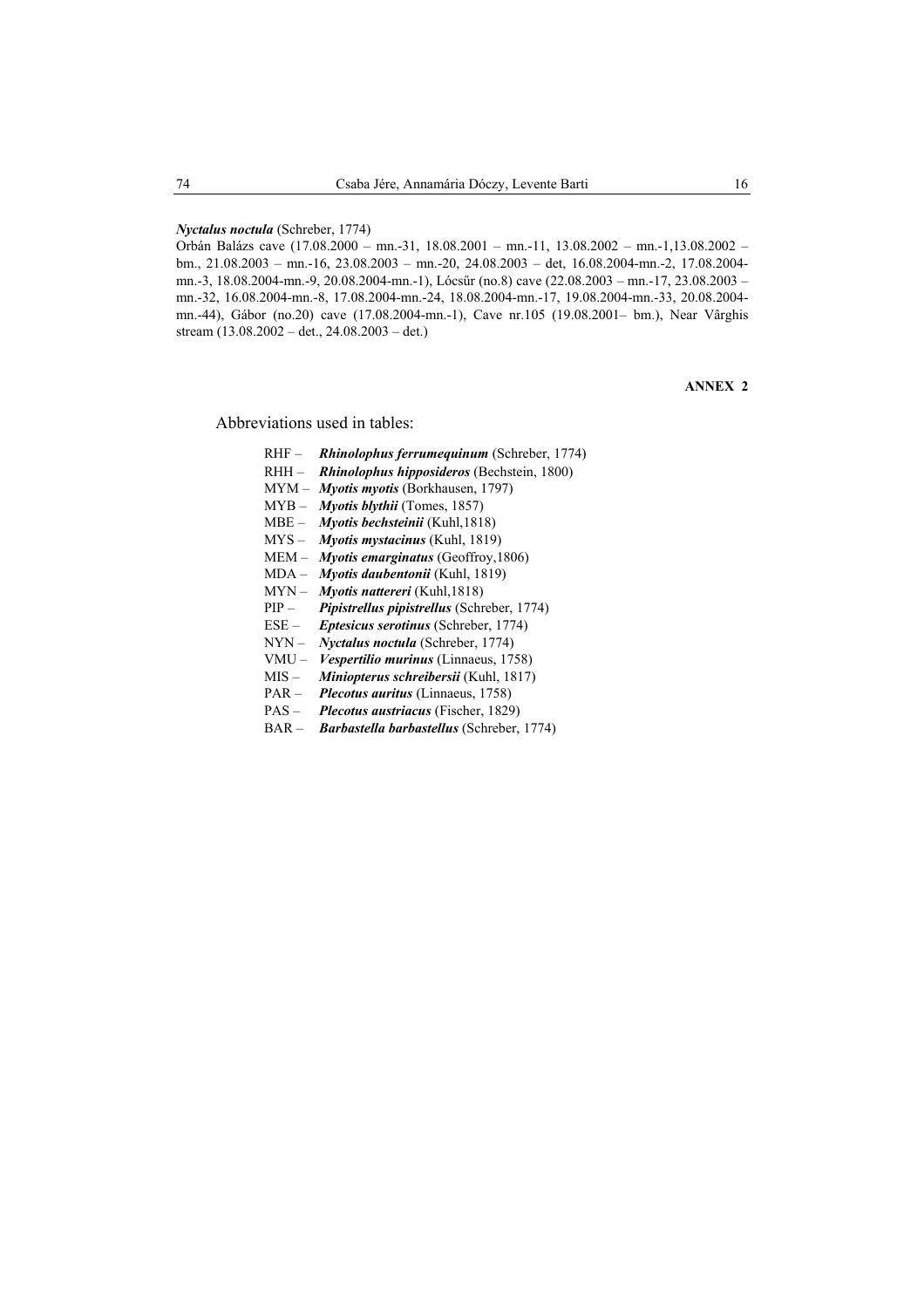***Nyctalus noctula*** (Schreber, 1774)

Orbán Balázs cave (17.08.2000 – mn.-31, 18.08.2001 – mn.-11, 13.08.2002 – mn.-1,13.08.2002 – bm., 21.08.2003 – mn.-16, 23.08.2003 – mn.-20, 24.08.2003 – det, 16.08.2004-mn.-2, 17.08.2004-mn.-3, 18.08.2004-mn.-9, 20.08.2004-mn.-1), Lócsűr (no.8) cave (22.08.2003 – mn.-17, 23.08.2003 – mn.-32, 16.08.2004-mn.-8, 17.08.2004-mn.-24, 18.08.2004-mn.-17, 19.08.2004-mn.-33, 20.08.2004-mn.-44), Gábor (no.20) cave (17.08.2004-mn.-1), Cave nr.105 (19.08.2001– bm.), Near Vârghis stream (13.08.2002 – det., 24.08.2003 – det.)

**ANNEX 2**

Abbreviations used in tables:

RHF – ***Rhinolophus ferrumequinum*** (Schreber, 1774)
RHH – ***Rhinolophus hipposideros*** (Bechstein, 1800)
MYM – ***Myotis myotis*** (Borkhausen, 1797)
MYB – ***Myotis blythii*** (Tomes, 1857)
MBE – ***Myotis bechsteinii*** (Kuhl,1818)
MYS – ***Myotis mystacinus*** (Kuhl, 1819)
MEM – ***Myotis emarginatus*** (Geoffroy,1806)
MDA – ***Myotis daubentonii*** (Kuhl, 1819)
MYN – ***Myotis nattereri*** (Kuhl,1818)
PIP – ***Pipistrellus pipistrellus*** (Schreber, 1774)
ESE – ***Eptesicus serotinus*** (Schreber, 1774)
NYN – ***Nyctalus noctula*** (Schreber, 1774)
VMU – ***Vespertilio murinus*** (Linnaeus, 1758)
MIS – ***Miniopterus schreibersii*** (Kuhl, 1817)
PAR – ***Plecotus auritus*** (Linnaeus, 1758)
PAS – ***Plecotus austriacus*** (Fischer, 1829)
BAR – ***Barbastella barbastellus*** (Schreber, 1774)